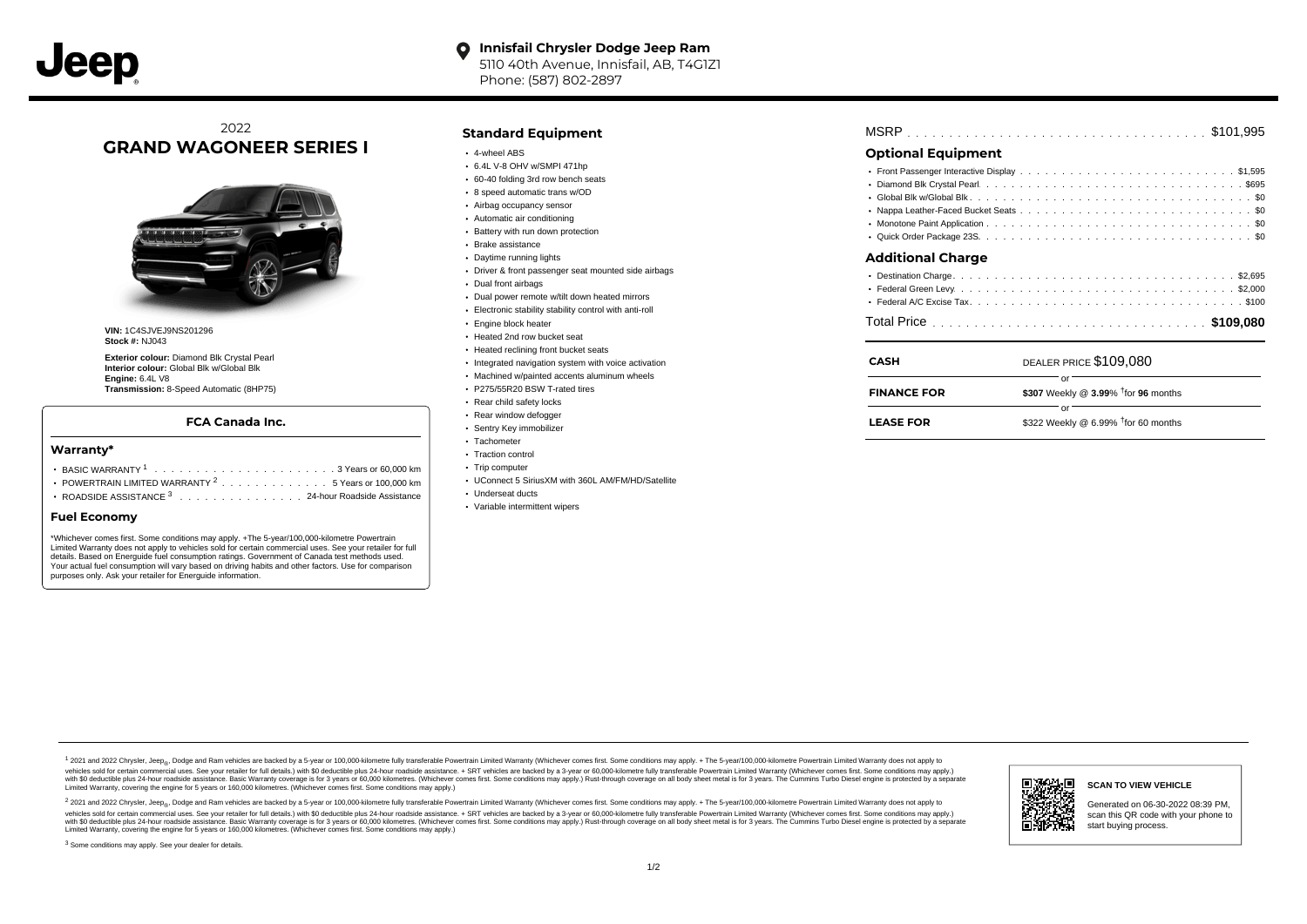**Innisfail Chrysler Dodge Jeep Ram**
5110 40th Avenue, Innisfail, AB, T4G1Z1
Phone: (587) 802-2897

2022
# GRAND WAGONEER SERIES I

**VIN:** 1C4SJVEJ9NS201296
**Stock #:** NJ043

**Exterior colour:** Diamond Blk Crystal Pearl
**Interior colour:** Global Blk w/Global Blk
**Engine:** 6.4L V8
**Transmission:** 8-Speed Automatic (8HP75)

### FCA Canada Inc.

#### Warranty*

- BASIC WARRANTY [1] . . . . . . . . . . 3 Years or 60,000 km
- POWERTRAIN LIMITED WARRANTY [2] . . . . . . . . . . 5 Years or 100,000 km
- ROADSIDE ASSISTANCE [3] . . . . . . . . . . 24-hour Roadside Assistance

#### Fuel Economy

*Whichever comes first. Some conditions may apply. +The 5-year/100,000-kilometre Powertrain Limited Warranty does not apply to vehicles sold for certain commercial uses. See your retailer for full details. Based on Energuide fuel consumption ratings. Government of Canada test methods used. Your actual fuel consumption will vary based on driving habits and other factors. Use for comparison purposes only. Ask your retailer for Energuide information.

## Standard Equipment

- 4-wheel ABS
- 6.4L V-8 OHV w/SMPI 471hp
- 60-40 folding 3rd row bench seats
- 8 speed automatic trans w/OD
- Airbag occupancy sensor
- Automatic air conditioning
- Battery with run down protection
- Brake assistance
- Daytime running lights
- Driver & front passenger seat mounted side airbags
- Dual front airbags
- Dual power remote w/tilt down heated mirrors
- Electronic stability stability control with anti-roll
- Engine block heater
- Heated 2nd row bucket seat
- Heated reclining front bucket seats
- Integrated navigation system with voice activation
- Machined w/painted accents aluminum wheels
- P275/55R20 BSW T-rated tires
- Rear child safety locks
- Rear window defogger
- Sentry Key immobilizer
- Tachometer
- Traction control
- Trip computer
- UConnect 5 SiriusXM with 360L AM/FM/HD/Satellite
- Underseat ducts
- Variable intermittent wipers

MSRP . . . . . . . . . . $101,995

## Optional Equipment

- Front Passenger Interactive Display . . . . . . . . . . $1,595
- Diamond Blk Crystal Pearl . . . . . . . . . . $695
- Global Blk w/Global Blk . . . . . . . . . . $0
- Nappa Leather-Faced Bucket Seats . . . . . . . . . . $0
- Monotone Paint Application . . . . . . . . . . $0
- Quick Order Package 23S . . . . . . . . . . $0

## Additional Charge

- Destination Charge . . . . . . . . . . $2,695
- Federal Green Levy . . . . . . . . . . $2,000
- Federal A/C Excise Tax . . . . . . . . . . $100

Total Price . . . . . . . . . . **$109,080**

| | |
|---|---|
| **CASH** | DEALER PRICE $109,080 |
| | or |
| **FINANCE FOR** | **$307** Weekly @ **3.99**% †for **96** months |
| | or |
| **LEASE FOR** | $322 Weekly @ 6.99% †for 60 months |

[1] 2021 and 2022 Chrysler, Jeep®, Dodge and Ram vehicles are backed by a 5-year or 100,000-kilometre fully transferable Powertrain Limited Warranty (Whichever comes first. Some conditions may apply. + The 5-year/100,000-kilometre Powertrain Limited Warranty does not apply to vehicles sold for certain commercial uses. See your retailer for full details.) with $0 deductible plus 24-hour roadside assistance. + SRT vehicles are backed by a 3-year or 60,000-kilometre fully transferable Powertrain Limited Warranty (Whichever comes first. Some conditions may apply.) with $0 deductible plus 24-hour roadside assistance. Basic Warranty coverage is for 3 years or 60,000 kilometres. (Whichever comes first. Some conditions may apply.) Rust-through coverage on all body sheet metal is for 3 years. The Cummins Turbo Diesel engine is protected by a separate Limited Warranty, covering the engine for 5 years or 160,000 kilometres. (Whichever comes first. Some conditions may apply.)

[2] 2021 and 2022 Chrysler, Jeep®, Dodge and Ram vehicles are backed by a 5-year or 100,000-kilometre fully transferable Powertrain Limited Warranty (Whichever comes first. Some conditions may apply. + The 5-year/100,000-kilometre Powertrain Limited Warranty does not apply to vehicles sold for certain commercial uses. See your retailer for full details.) with $0 deductible plus 24-hour roadside assistance. + SRT vehicles are backed by a 3-year or 60,000-kilometre fully transferable Powertrain Limited Warranty (Whichever comes first. Some conditions may apply.) with $0 deductible plus 24-hour roadside assistance. Basic Warranty coverage is for 3 years or 60,000 kilometres. (Whichever comes first. Some conditions may apply.) Rust-through coverage on all body sheet metal is for 3 years. The Cummins Turbo Diesel engine is protected by a separate Limited Warranty, covering the engine for 5 years or 160,000 kilometres. (Whichever comes first. Some conditions may apply.)

[3] Some conditions may apply. See your dealer for details.

**SCAN TO VIEW VEHICLE**

Generated on 06-30-2022 08:39 PM, scan this QR code with your phone to start buying process.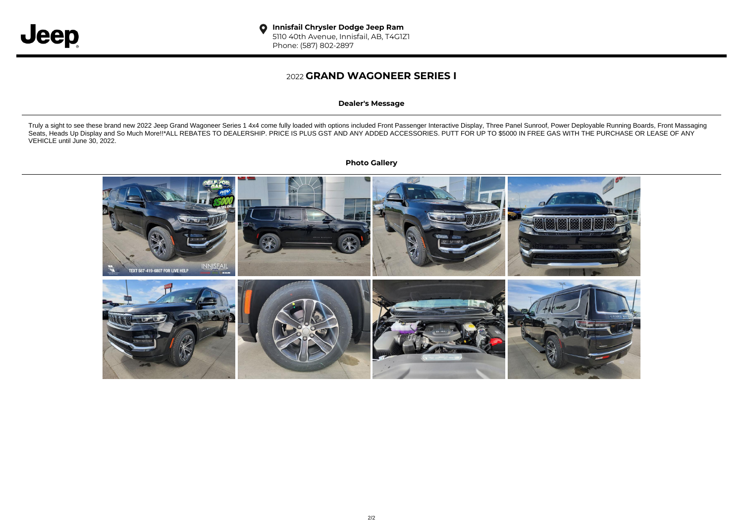Jeep

**Innisfail Chrysler Dodge Jeep Ram**
5110 40th Avenue, Innisfail, AB, T4G1Z1
Phone: (587) 802-2897

# 2022 **GRAND WAGONEER SERIES I**

## Dealer's Message

Truly a sight to see these brand new 2022 Jeep Grand Wagoneer Series 1 4x4 come fully loaded with options included Front Passenger Interactive Display, Three Panel Sunroof, Power Deployable Running Boards, Front Massaging Seats, Heads Up Display and So Much More!!*ALL REBATES TO DEALERSHIP. PRICE IS PLUS GST AND ANY ADDED ACCESSORIES. PUTT FOR UP TO $5000 IN FREE GAS WITH THE PURCHASE OR LEASE OF ANY VEHICLE until June 30, 2022.

## Photo Gallery